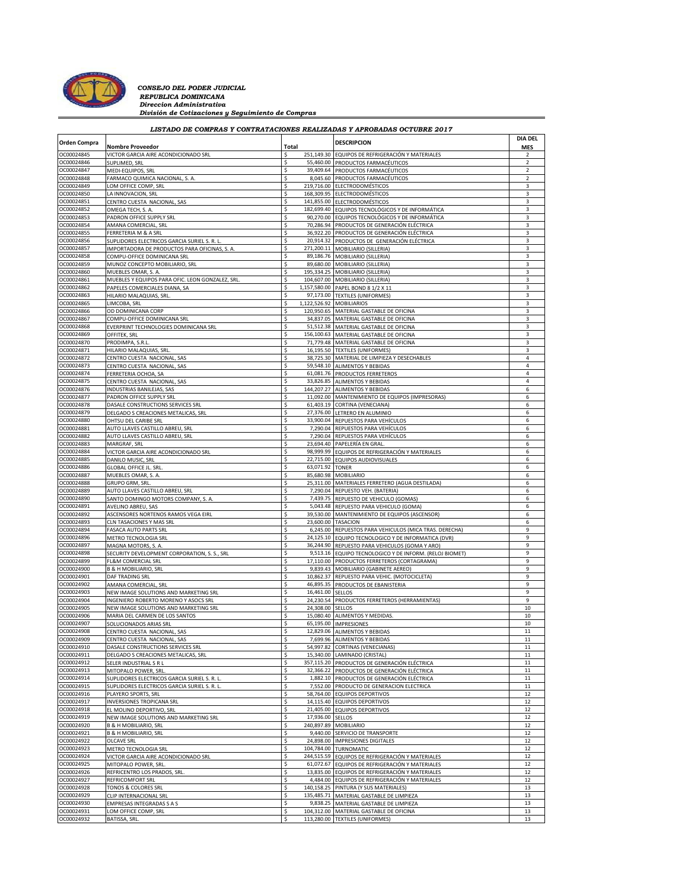*CONSEJO DEL PODER JUDICIAL*
*REPUBLICA DOMINICANA*
*Direccion Administrativa*
*División de Cotizaciones y Seguimiento de Compras*

## *LISTADO DE COMPRAS Y CONTRATACIONES REALIZADAS Y APROBADAS OCTUBRE 2017*

| Orden Compra | Nombre Proveedor | Total | DESCRIPCION | DIA DEL MES |
|---|---|---|---|---|
| OC00024845 | VICTOR GARCIA AIRE ACONDICIONADO SRL | $ 251,149.30 | EQUIPOS DE REFRIGERACIÓN Y MATERIALES | 2 |
| OC00024846 | SUPLIMED, SRL | $ 55,460.00 | PRODUCTOS FARMACÉUTICOS | 2 |
| OC00024847 | MEDI-EQUIPOS, SRL | $ 39,409.64 | PRODUCTOS FARMACÉUTICOS | 2 |
| OC00024848 | FARMACO QUIMICA NACIONAL, S. A. | $ 8,045.60 | PRODUCTOS FARMACÉUTICOS | 2 |
| OC00024849 | LOM OFFICE COMP, SRL | $ 219,716.00 | ELECTRODOMÉSTICOS | 3 |
| OC00024850 | LA INNOVACION, SRL | $ 168,309.95 | ELECTRODOMÉSTICOS | 3 |
| OC00024851 | CENTRO CUESTA NACIONAL, SAS | $ 141,855.00 | ELECTRODOMÉSTICOS | 3 |
| OC00024852 | OMEGA TECH, S. A. | $ 182,699.40 | EQUIPOS TECNOLÓGICOS Y DE INFORMÁTICA | 3 |
| OC00024853 | PADRON OFFICE SUPPLY SRL | $ 90,270.00 | EQUIPOS TECNOLÓGICOS Y DE INFORMÁTICA | 3 |
| OC00024854 | AMANA COMERCIAL, SRL | $ 70,286.94 | PRODUCTOS DE GENERACIÓN ELÉCTRICA | 3 |
| OC00024855 | FERRETERIA M & A SRL | $ 36,922.20 | PRODUCTOS DE GENERACIÓN ELÉCTRICA | 3 |
| OC00024856 | SUPLIDORES ELECTRICOS GARCIA SURIEL S. R. L. | $ 20,914.32 | PRODUCTOS DE GENERACIÓN ELÉCTRICA | 3 |
| OC00024857 | IMPORTADORA DE PRODUCTOS PARA OFICINAS, S. A. | $ 271,200.11 | MOBILIARIO (SILLERIA) | 3 |
| OC00024858 | COMPU-OFFICE DOMINICANA SRL | $ 89,186.76 | MOBILIARIO (SILLERIA) | 3 |
| OC00024859 | MUNOZ CONCEPTO MOBILIARIO, SRL | $ 89,680.00 | MOBILIARIO (SILLERIA) | 3 |
| OC00024860 | MUEBLES OMAR, S. A. | $ 195,334.25 | MOBILIARIO (SILLERIA) | 3 |
| OC00024861 | MUEBLES Y EQUIPOS PARA OFIC. LEON GONZALEZ, SRL. | $ 104,607.00 | MOBILIARIO (SILLERIA) | 3 |
| OC00024862 | PAPELES COMERCIALES DIANA, SA | $ 1,157,580.00 | PAPEL BOND 8 1/2 X 11 | 3 |
| OC00024863 | HILARIO MALAQUIAS, SRL. | $ 97,173.00 | TEXTILES (UNIFORMES) | 3 |
| OC00024865 | LIMCOBA, SRL | $ 1,122,526.92 | MOBILIARIOS | 3 |
| OC00024866 | OD DOMINICANA CORP | $ 120,950.65 | MATERIAL GASTABLE DE OFICINA | 3 |
| OC00024867 | COMPU-OFFICE DOMINICANA SRL | $ 34,837.05 | MATERIAL GASTABLE DE OFICINA | 3 |
| OC00024868 | EVERPRINT TECHNOLOGIES DOMINICANA SRL | $ 51,512.38 | MATERIAL GASTABLE DE OFICINA | 3 |
| OC00024869 | OFFITEK, SRL | $ 156,100.63 | MATERIAL GASTABLE DE OFICINA | 3 |
| OC00024870 | PRODIMPA, S.R.L. | $ 71,779.48 | MATERIAL GASTABLE DE OFICINA | 3 |
| OC00024871 | HILARIO MALAQUIAS, SRL. | $ 16,195.50 | TEXTILES (UNIFORMES) | 3 |
| OC00024872 | CENTRO CUESTA NACIONAL, SAS | $ 38,725.30 | MATERIAL DE LIMPIEZA Y DESECHABLES | 4 |
| OC00024873 | CENTRO CUESTA NACIONAL, SAS | $ 59,548.10 | ALIMENTOS Y BEBIDAS | 4 |
| OC00024874 | FERRETERIA OCHOA, SA | $ 61,081.76 | PRODUCTOS FERRETEROS | 4 |
| OC00024875 | CENTRO CUESTA NACIONAL, SAS | $ 33,826.85 | ALIMENTOS Y BEBIDAS | 4 |
| OC00024876 | INDUSTRIAS BANILEJAS, SAS | $ 144,207.27 | ALIMENTOS Y BEBIDAS | 6 |
| OC00024877 | PADRON OFFICE SUPPLY SRL | $ 11,092.00 | MANTENIMIENTO DE EQUIPOS (IMPRESORAS) | 6 |
| OC00024878 | DASALE CONSTRUCTIONS SERVICES SRL | $ 61,403.19 | CORTINA (VENECIANA) | 6 |
| OC00024879 | DELGADO S CREACIONES METALICAS, SRL | $ 27,376.00 | LETRERO EN ALUMINIO | 6 |
| OC00024880 | OHTSU DEL CARIBE SRL | $ 33,900.04 | REPUESTOS PARA VEHÍCULOS | 6 |
| OC00024881 | AUTO LLAVES CASTILLO ABREU, SRL | $ 7,290.04 | REPUESTOS PARA VEHÍCULOS | 6 |
| OC00024882 | AUTO LLAVES CASTILLO ABREU, SRL | $ 7,290.04 | REPUESTOS PARA VEHÍCULOS | 6 |
| OC00024883 | MARGRAF, SRL | $ 23,694.40 | PAPELERÍA EN GRAL. | 6 |
| OC00024884 | VICTOR GARCIA AIRE ACONDICIONADO SRL | $ 98,999.99 | EQUIPOS DE REFRIGERACIÓN Y MATERIALES | 6 |
| OC00024885 | DANILO MUSIC, SRL | $ 22,715.00 | EQUIPOS AUDIOVISUALES | 6 |
| OC00024886 | GLOBAL OFFICE JL. SRL. | $ 63,071.92 | TONER | 6 |
| OC00024887 | MUEBLES OMAR, S. A. | $ 85,680.98 | MOBILIARIO | 6 |
| OC00024888 | GRUPO GRM, SRL. | $ 25,311.00 | MATERIALES FERRETERO (AGUA DESTILADA) | 6 |
| OC00024889 | AUTO LLAVES CASTILLO ABREU, SRL | $ 7,290.04 | REPUESTO VEH. (BATERIA) | 6 |
| OC00024890 | SANTO DOMINGO MOTORS COMPANY, S. A. | $ 7,439.75 | REPUESTO DE VEHICULO (GOMAS) | 6 |
| OC00024891 | AVELINO ABREU, SAS | $ 5,043.48 | REPUESTO PARA VEHICULO (GOMA) | 6 |
| OC00024892 | ASCENSORES NORTENOS RAMOS VEGA EIRL | $ 39,530.00 | MANTENIMIENTO DE EQUIPOS (ASCENSOR) | 6 |
| OC00024893 | CLN TASACIONES Y MAS SRL | $ 23,600.00 | TASACION | 6 |
| OC00024894 | FASACA AUTO PARTS SRL | $ 6,245.00 | REPUESTOS PARA VEHICULOS (MICA TRAS. DERECHA) | 9 |
| OC00024896 | METRO TECNOLOGIA SRL | $ 24,125.10 | EQUIPO TECNOLOGICO Y DE INFORMATICA (DVR) | 9 |
| OC00024897 | MAGNA MOTORS, S. A. | $ 36,244.90 | REPUESTO PARA VEHICULOS (GOMA Y ARO) | 9 |
| OC00024898 | SECURITY DEVELOPMENT CORPORATION, S. S., SRL | $ 9,513.16 | EQUIPO TECNOLOGICO Y DE INFORM. (RELOJ BIOMET) | 9 |
| OC00024899 | FL&M COMERCIAL SRL | $ 17,110.00 | PRODUCTOS FERRETEROS (CORTAGRAMA) | 9 |
| OC00024900 | B & H MOBILIARIO, SRL | $ 9,839.43 | MOBILIARIO (GABINETE AEREO) | 9 |
| OC00024901 | DAF TRADING SRL | $ 10,862.37 | REPUESTO PARA VEHIC. (MOTOCICLETA) | 9 |
| OC00024902 | AMANA COMERCIAL, SRL | $ 46,895.35 | PRODUCTOS DE EBANISTERIA | 9 |
| OC00024903 | NEW IMAGE SOLUTIONS AND MARKETING SRL | $ 16,461.00 | SELLOS | 9 |
| OC00024904 | INGENIERO ROBERTO MORENO Y ASOCS SRL | $ 24,230.54 | PRODUCTOS FERRETEROS (HERRAMIENTAS) | 9 |
| OC00024905 | NEW IMAGE SOLUTIONS AND MARKETING SRL | $ 24,308.00 | SELLOS | 10 |
| OC00024906 | MARIA DEL CARMEN DE LOS SANTOS | $ 15,080.40 | ALIMENTOS Y MEDIDAS. | 10 |
| OC00024907 | SOLUCIONADOS ARIAS SRL | $ 65,195.00 | IMPRESIONES | 10 |
| OC00024908 | CENTRO CUESTA NACIONAL, SAS | $ 12,829.06 | ALIMENTOS Y BEBIDAS | 11 |
| OC00024909 | CENTRO CUESTA NACIONAL, SAS | $ 7,699.96 | ALIMENTOS Y BEBIDAS | 11 |
| OC00024910 | DASALE CONSTRUCTIONS SERVICES SRL | $ 54,997.82 | CORTINAS (VENECIANAS) | 11 |
| OC00024911 | DELGADO S CREACIONES METALICAS, SRL | $ 15,340.00 | LAMINADO (CRISTAL) | 11 |
| OC00024912 | SELER INDUSTRIAL S R L | $ 357,115.20 | PRODUCTOS DE GENERACIÓN ELÉCTRICA | 11 |
| OC00024913 | MITOPALO POWER, SRL. | $ 32,366.22 | PRODUCTOS DE GENERACIÓN ELÉCTRICA | 11 |
| OC00024914 | SUPLIDORES ELECTRICOS GARCIA SURIEL S. R. L. | $ 1,882.10 | PRODUCTOS DE GENERACIÓN ELÉCTRICA | 11 |
| OC00024915 | SUPLIDORES ELECTRICOS GARCIA SURIEL S. R. L. | $ 7,552.00 | PRODUCTO DE GENERACION ELECTRICA | 11 |
| OC00024916 | PLAYERO SPORTS, SRL | $ 58,764.00 | EQUIPOS DEPORTIVOS | 12 |
| OC00024917 | INVERSIONES TROPICANA SRL | $ 14,115.40 | EQUIPOS DEPORTIVOS | 12 |
| OC00024918 | EL MOLINO DEPORTIVO, SRL | $ 21,405.00 | EQUIPOS DEPORTIVOS | 12 |
| OC00024919 | NEW IMAGE SOLUTIONS AND MARKETING SRL | $ 17,936.00 | SELLOS | 12 |
| OC00024920 | B & H MOBILIARIO, SRL | $ 240,897.89 | MOBILIARIO | 12 |
| OC00024921 | B & H MOBILIARIO, SRL | $ 9,440.00 | SERVICIO DE TRANSPORTE | 12 |
| OC00024922 | OLCAVE SRL | $ 24,898.00 | IMPRESIONES DIGITALES | 12 |
| OC00024923 | METRO TECNOLOGIA SRL | $ 104,784.00 | TURNOMATIC | 12 |
| OC00024924 | VICTOR GARCIA AIRE ACONDICIONADO SRL | $ 244,515.59 | EQUIPOS DE REFRIGERACIÓN Y MATERIALES | 12 |
| OC00024925 | MITOPALO POWER, SRL. | $ 61,072.67 | EQUIPOS DE REFRIGERACIÓN Y MATERIALES | 12 |
| OC00024926 | REFRICENTRO LOS PRADOS, SRL. | $ 13,835.00 | EQUIPOS DE REFRIGERACIÓN Y MATERIALES | 12 |
| OC00024927 | REFRICOMFORT SRL | $ 4,484.00 | EQUIPOS DE REFRIGERACIÓN Y MATERIALES | 12 |
| OC00024928 | TONOS & COLORES SRL | $ 140,158.25 | PINTURA (Y SUS MATERIALES) | 13 |
| OC00024929 | CLIP INTERNACIONAL SRL | $ 135,485.71 | MATERIAL GASTABLE DE LIMPIEZA | 13 |
| OC00024930 | EMPRESAS INTEGRADAS S A S | $ 9,838.25 | MATERIAL GASTABLE DE LIMPIEZA | 13 |
| OC00024931 | LOM OFFICE COMP, SRL | $ 104,312.00 | MATERIAL GASTABLE DE OFICINA | 13 |
| OC00024932 | BATISSA, SRL. | $ 113,280.00 | TEXTILES (UNIFORMES) | 13 |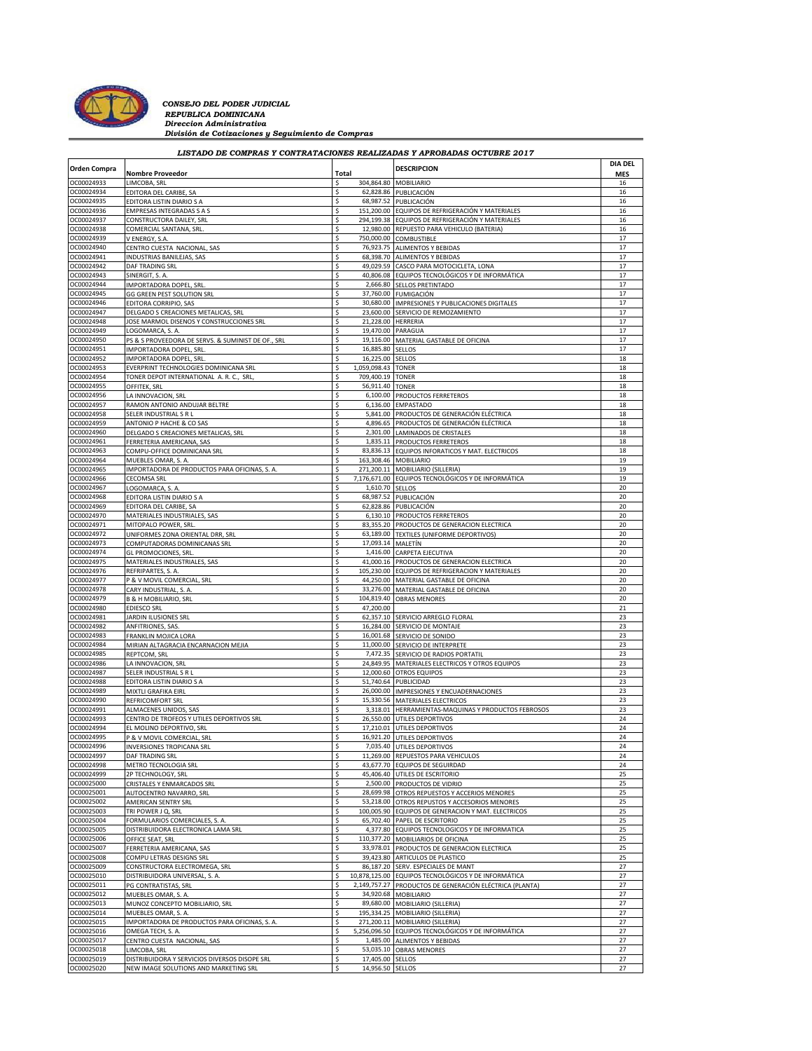*CONSEJO DEL PODER JUDICIAL*
*REPUBLICA DOMINICANA*
*Direccion Administrativa*
*División de Cotizaciones y Seguimiento de Compras*

## *LISTADO DE COMPRAS Y CONTRATACIONES REALIZADAS Y APROBADAS OCTUBRE 2017*

| Orden Compra | Nombre Proveedor | Total | DESCRIPCION | DIA DEL MES |
|---|---|---|---|---|
| OC00024933 | LIMCOBA, SRL | $ 304,864.80 | MOBILIARIO | 16 |
| OC00024934 | EDITORA DEL CARIBE, SA | $ 62,828.86 | PUBLICACIÓN | 16 |
| OC00024935 | EDITORA LISTIN DIARIO S A | $ 68,987.52 | PUBLICACIÓN | 16 |
| OC00024936 | EMPRESAS INTEGRADAS S A S | $ 151,200.00 | EQUIPOS DE REFRIGERACIÓN Y MATERIALES | 16 |
| OC00024937 | CONSTRUCTORA DAILEY, SRL | $ 294,199.38 | EQUIPOS DE REFRIGERACIÓN Y MATERIALES | 16 |
| OC00024938 | COMERCIAL SANTANA, SRL. | $ 12,980.00 | REPUESTO PARA VEHICULO (BATERIA) | 16 |
| OC00024939 | V ENERGY, S.A. | $ 750,000.00 | COMBUSTIBLE | 17 |
| OC00024940 | CENTRO CUESTA NACIONAL, SAS | $ 76,923.75 | ALIMENTOS Y BEBIDAS | 17 |
| OC00024941 | INDUSTRIAS BANILEJAS, SAS | $ 68,398.70 | ALIMENTOS Y BEBIDAS | 17 |
| OC00024942 | DAF TRADING SRL | $ 49,029.59 | CASCO PARA MOTOCICLETA, LONA | 17 |
| OC00024943 | SINERGIT, S. A. | $ 40,806.08 | EQUIPOS TECNOLÓGICOS Y DE INFORMÁTICA | 17 |
| OC00024944 | IMPORTADORA DOPEL, SRL. | $ 2,666.80 | SELLOS PRETINTADO | 17 |
| OC00024945 | GG GREEN PEST SOLUTION SRL | $ 37,760.00 | FUMIGACIÓN | 17 |
| OC00024946 | EDITORA CORRIPIO, SAS | $ 30,680.00 | IMPRESIONES Y PUBLICACIONES DIGITALES | 17 |
| OC00024947 | DELGADO S CREACIONES METALICAS, SRL | $ 23,600.00 | SERVICIO DE REMOZAMIENTO | 17 |
| OC00024948 | JOSE MARMOL DISENOS Y CONSTRUCCIONES SRL | $ 21,228.00 | HERRERIA | 17 |
| OC00024949 | LOGOMARCA, S. A. | $ 19,470.00 | PARAGUA | 17 |
| OC00024950 | PS & S PROVEEDORA DE SERVS. & SUMINIST DE OF., SRL | $ 19,116.00 | MATERIAL GASTABLE DE OFICINA | 17 |
| OC00024951 | IMPORTADORA DOPEL, SRL. | $ 16,885.80 | SELLOS | 17 |
| OC00024952 | IMPORTADORA DOPEL, SRL. | $ 16,225.00 | SELLOS | 18 |
| OC00024953 | EVERPRINT TECHNOLOGIES DOMINICANA SRL | $ 1,059,098.43 | TONER | 18 |
| OC00024954 | TONER DEPOT INTERNATIONAL A. R. C., SRL, | $ 709,400.19 | TONER | 18 |
| OC00024955 | OFFITEK, SRL | $ 56,911.40 | TONER | 18 |
| OC00024956 | LA INNOVACION, SRL | $ 6,100.00 | PRODUCTOS FERRETEROS | 18 |
| OC00024957 | RAMON ANTONIO ANDUJAR BELTRE | $ 6,136.00 | EMPASTADO | 18 |
| OC00024958 | SELER INDUSTRIAL S R L | $ 5,841.00 | PRODUCTOS DE GENERACIÓN ELÉCTRICA | 18 |
| OC00024959 | ANTONIO P HACHE & CO SAS | $ 4,896.65 | PRODUCTOS DE GENERACIÓN ELÉCTRICA | 18 |
| OC00024960 | DELGADO S CREACIONES METALICAS, SRL | $ 2,301.00 | LAMINADOS DE CRISTALES | 18 |
| OC00024961 | FERRETERIA AMERICANA, SAS | $ 1,835.11 | PRODUCTOS FERRETEROS | 18 |
| OC00024963 | COMPU-OFFICE DOMINICANA SRL | $ 83,836.13 | EQUIPOS INFORATICOS Y MAT. ELECTRICOS | 18 |
| OC00024964 | MUEBLES OMAR, S. A. | $ 163,308.46 | MOBILIARIO | 19 |
| OC00024965 | IMPORTADORA DE PRODUCTOS PARA OFICINAS, S. A. | $ 271,200.11 | MOBILIARIO (SILLERIA) | 19 |
| OC00024966 | CECOMSA SRL | $ 7,176,671.00 | EQUIPOS TECNOLÓGICOS Y DE INFORMÁTICA | 19 |
| OC00024967 | LOGOMARCA, S. A. | $ 1,610.70 | SELLOS | 20 |
| OC00024968 | EDITORA LISTIN DIARIO S A | $ 68,987.52 | PUBLICACIÓN | 20 |
| OC00024969 | EDITORA DEL CARIBE, SA | $ 62,828.86 | PUBLICACIÓN | 20 |
| OC00024970 | MATERIALES INDUSTRIALES, SAS | $ 6,130.10 | PRODUCTOS FERRETEROS | 20 |
| OC00024971 | MITOPALO POWER, SRL. | $ 83,355.20 | PRODUCTOS DE GENERACION ELECTRICA | 20 |
| OC00024972 | UNIFORMES ZONA ORIENTAL DRR, SRL | $ 63,189.00 | TEXTILES (UNIFORME DEPORTIVOS) | 20 |
| OC00024973 | COMPUTADORAS DOMINICANAS SRL | $ 17,093.14 | MALETÍN | 20 |
| OC00024974 | GL PROMOCIONES, SRL. | $ 1,416.00 | CARPETA EJECUTIVA | 20 |
| OC00024975 | MATERIALES INDUSTRIALES, SAS | $ 41,000.16 | PRODUCTOS DE GENERACION ELECTRICA | 20 |
| OC00024976 | REFRIPARTES, S. A. | $ 105,230.00 | EQUIPOS DE REFRIGERACION Y MATERIALES | 20 |
| OC00024977 | P & V MOVIL COMERCIAL, SRL | $ 44,250.00 | MATERIAL GASTABLE DE OFICINA | 20 |
| OC00024978 | CARY INDUSTRIAL, S. A. | $ 33,276.00 | MATERIAL GASTABLE DE OFICINA | 20 |
| OC00024979 | B & H MOBILIARIO, SRL | $ 104,819.40 | OBRAS MENORES | 20 |
| OC00024980 | EDIESCO SRL | $ 47,200.00 | | 21 |
| OC00024981 | JARDIN ILUSIONES SRL | $ 62,357.10 | SERVICIO ARREGLO FLORAL | 23 |
| OC00024982 | ANFITRIONES, SAS. | $ 16,284.00 | SERVICIO DE MONTAJE | 23 |
| OC00024983 | FRANKLIN MOJICA LORA | $ 16,001.68 | SERVICIO DE SONIDO | 23 |
| OC00024984 | MIRIAN ALTAGRACIA ENCARNACION MEJIA | $ 11,000.00 | SERVICIO DE INTERPRETE | 23 |
| OC00024985 | REPTCOM, SRL | $ 7,472.35 | SERVICIO DE RADIOS PORTATIL | 23 |
| OC00024986 | LA INNOVACION, SRL | $ 24,849.95 | MATERIALES ELECTRICOS Y OTROS EQUIPOS | 23 |
| OC00024987 | SELER INDUSTRIAL S R L | $ 12,000.60 | OTROS EQUIPOS | 23 |
| OC00024988 | EDITORA LISTIN DIARIO S A | $ 51,740.64 | PUBLICIDAD | 23 |
| OC00024989 | MIXTLI GRAFIKA EIRL | $ 26,000.00 | IMPRESIONES Y ENCUADERNACIONES | 23 |
| OC00024990 | REFRICOMFORT SRL | $ 15,330.56 | MATERIALES ELECTRICOS | 23 |
| OC00024991 | ALMACENES UNIDOS, SAS | $ 3,318.01 | HERRAMIENTAS-MAQUINAS Y PRODUCTOS FEBROSOS | 23 |
| OC00024993 | CENTRO DE TROFEOS Y UTILES DEPORTIVOS SRL | $ 26,550.00 | UTILES DEPORTIVOS | 24 |
| OC00024994 | EL MOLINO DEPORTIVO, SRL | $ 17,210.01 | UTILES DEPORTIVOS | 24 |
| OC00024995 | P & V MOVIL COMERCIAL, SRL | $ 16,921.20 | UTILES DEPORTIVOS | 24 |
| OC00024996 | INVERSIONES TROPICANA SRL | $ 7,035.40 | UTILES DEPORTIVOS | 24 |
| OC00024997 | DAF TRADING SRL | $ 11,269.00 | REPUESTOS PARA VEHICULOS | 24 |
| OC00024998 | METRO TECNOLOGIA SRL | $ 43,677.70 | EQUIPOS DE SEGUIRDAD | 24 |
| OC00024999 | 2P TECHNOLOGY, SRL | $ 45,406.40 | UTILES DE ESCRITORIO | 25 |
| OC00025000 | CRISTALES Y ENMARCADOS SRL | $ 2,500.00 | PRODUCTOS DE VIDRIO | 25 |
| OC00025001 | AUTOCENTRO NAVARRO, SRL | $ 28,699.98 | OTROS REPUESTOS Y ACCERIOS MENORES | 25 |
| OC00025002 | AMERICAN SENTRY SRL | $ 53,218.00 | OTROS REPUSTOS Y ACCESORIOS MENORES | 25 |
| OC00025003 | TRI POWER J Q, SRL | $ 100,005.90 | EQUIPOS DE GENERACION Y MAT. ELECTRICOS | 25 |
| OC00025004 | FORMULARIOS COMERCIALES, S. A. | $ 65,702.40 | PAPEL DE ESCRITORIO | 25 |
| OC00025005 | DISTRIBUIDORA ELECTRONICA LAMA SRL | $ 4,377.80 | EQUIPOS TECNOLOGICOS Y DE INFORMATICA | 25 |
| OC00025006 | OFFICE SEAT, SRL | $ 110,377.20 | MOBILIARIOS DE OFICINA | 25 |
| OC00025007 | FERRETERIA AMERICANA, SAS | $ 33,978.01 | PRODUCTOS DE GENERACION ELECTRICA | 25 |
| OC00025008 | COMPU LETRAS DESIGNS SRL | $ 39,423.80 | ARTICULOS DE PLASTICO | 25 |
| OC00025009 | CONSTRUCTORA ELECTROMEGA, SRL | $ 86,187.20 | SERV. ESPECIALES DE MANT | 27 |
| OC00025010 | DISTRIBUIDORA UNIVERSAL, S. A. | $ 10,878,125.00 | EQUIPOS TECNOLÓGICOS Y DE INFORMÁTICA | 27 |
| OC00025011 | PG CONTRATISTAS, SRL | $ 2,149,757.27 | PRODUCTOS DE GENERACIÓN ELÉCTRICA (PLANTA) | 27 |
| OC00025012 | MUEBLES OMAR, S. A. | $ 34,920.68 | MOBILIARIO | 27 |
| OC00025013 | MUNOZ CONCEPTO MOBILIARIO, SRL | $ 89,680.00 | MOBILIARIO (SILLERIA) | 27 |
| OC00025014 | MUEBLES OMAR, S. A. | $ 195,334.25 | MOBILIARIO (SILLERIA) | 27 |
| OC00025015 | IMPORTADORA DE PRODUCTOS PARA OFICINAS, S. A. | $ 271,200.11 | MOBILIARIO (SILLERIA) | 27 |
| OC00025016 | OMEGA TECH, S. A. | $ 5,256,096.50 | EQUIPOS TECNOLÓGICOS Y DE INFORMÁTICA | 27 |
| OC00025017 | CENTRO CUESTA NACIONAL, SAS | $ 1,485.00 | ALIMENTOS Y BEBIDAS | 27 |
| OC00025018 | LIMCOBA, SRL | $ 53,035.10 | OBRAS MENORES | 27 |
| OC00025019 | DISTRIBUIDORA Y SERVICIOS DIVERSOS DISOPE SRL | $ 17,405.00 | SELLOS | 27 |
| OC00025020 | NEW IMAGE SOLUTIONS AND MARKETING SRL | $ 14,956.50 | SELLOS | 27 |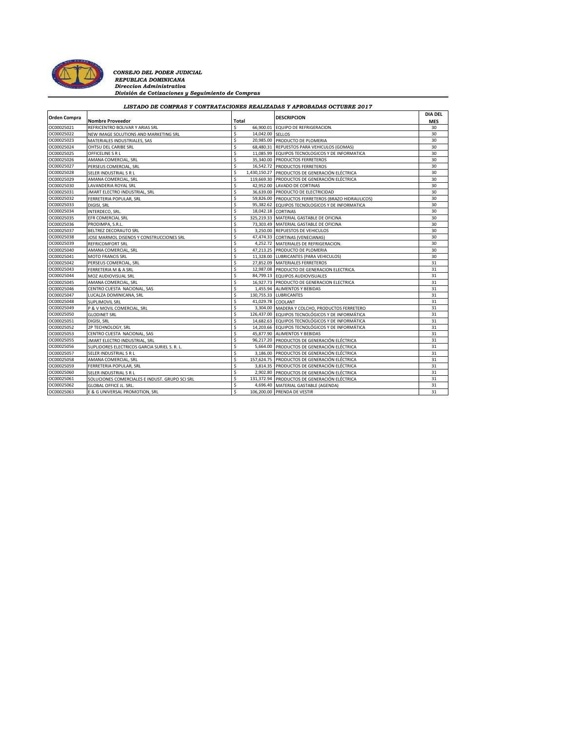*CONSEJO DEL PODER JUDICIAL*
*REPUBLICA DOMINICANA*
*Direccion Administrativa*
*División de Cotizaciones y Seguimiento de Compras*

***LISTADO DE COMPRAS Y CONTRATACIONES REALIZADAS Y APROBADAS OCTUBRE 2017***

| Orden Compra | Nombre Proveedor | Total | DESCRIPCION | DIA DEL MES |
|---|---|---|---|---|
| OC00025021 | REFRICENTRO BOLIVAR Y ARIAS SRL | $ 66,900.01 | EQUIPO DE REFRIGERACION. | 30 |
| OC00025022 | NEW IMAGE SOLUTIONS AND MARKETING SRL | $ 14,042.00 | SELLOS | 30 |
| OC00025023 | MATERIALES INDUSTRIALES, SAS | $ 20,985.00 | PRODUCTO DE PLOMERIA | 30 |
| OC00025024 | OHTSU DEL CARIBE SRL | $ 68,480.31 | REPUESTOS PARA VEHICULOS (GOMAS) | 30 |
| OC00025025 | OFFICELINE S R L | $ 11,085.99 | EQUIPOS TECNOLOGICOS Y DE INFORMATICA | 30 |
| OC00025026 | AMANA COMERCIAL, SRL | $ 35,340.00 | PRODUCTOS FERRETEROS | 30 |
| OC00025027 | PERSEUS COMERCIAL, SRL | $ 16,542.72 | PRODUCTOS FERRETEROS | 30 |
| OC00025028 | SELER INDUSTRIAL S R L | $ 1,430,150.27 | PRODUCTOS DE GENERACIÓN ELÉCTRICA | 30 |
| OC00025029 | AMANA COMERCIAL, SRL | $ 119,669.30 | PRODUCTOS DE GENERACIÓN ELÉCTRICA | 30 |
| OC00025030 | LAVANDERIA ROYAL SRL | $ 42,952.00 | LAVADO DE CORTINAS | 30 |
| OC00025031 | JMART ELECTRO INDUSTRIAL, SRL | $ 36,639.00 | PRODUCTO DE ELECTRICIDAD | 30 |
| OC00025032 | FERRETERIA POPULAR, SRL | $ 59,826.00 | PRODUCTOS FERRETEROS (BRAZO HIDRAULICOS) | 30 |
| OC00025033 | DIGISI, SRL | $ 95,382.62 | EQUIPOS TECNOLOGICOS Y DE INFORMATICA | 30 |
| OC00025034 | INTERDECO, SRL. | $ 18,042.18 | CORTINAS | 30 |
| OC00025035 | EFR COMERCIAL SRL | $ 325,219.33 | MATERIAL GASTABLE DE OFICINA | 30 |
| OC00025036 | PRODIMPA, S.R.L. | $ 73,303.49 | MATERIAL GASTABLE DE OFICINA | 30 |
| OC00025037 | BELTREZ DECORAUTO SRL | $ 3,250.00 | REPUESTOS DE VEHICULOS | 30 |
| OC00025038 | JOSE MARMOL DISENOS Y CONSTRUCCIONES SRL | $ 47,474.33 | CORTINAS (VENECIANAS) | 30 |
| OC00025039 | REFRICOMFORT SRL | $ 4,252.72 | MATERIALES DE REFRIGERACION. | 30 |
| OC00025040 | AMANA COMERCIAL, SRL | $ 47,213.25 | PRODUCTO DE PLOMERIA | 30 |
| OC00025041 | MOTO FRANCIS SRL | $ 11,328.00 | LUBRICANTES (PARA VEHICULOS) | 30 |
| OC00025042 | PERSEUS COMERCIAL, SRL | $ 27,852.09 | MATERIALES FERRETEROS | 31 |
| OC00025043 | FERRETERIA M & A SRL | $ 12,987.08 | PRODUCTO DE GENERACION ELECTRICA. | 31 |
| OC00025044 | MOZ AUDIOVISUAL SRL | $ 84,799.13 | EQUIPOS AUDIOVISUALES | 31 |
| OC00025045 | AMANA COMERCIAL, SRL | $ 16,927.73 | PRODUCTO DE GENERACION ELECTRICA | 31 |
| OC00025046 | CENTRO CUESTA NACIONAL, SAS | $ 1,455.94 | ALIMENTOS Y BEBIDAS | 31 |
| OC00025047 | LUCALZA DOMINICANA, SRL | $ 130,755.33 | LUBRICANTES | 31 |
| OC00025048 | SUPLIMOVIL SRL | $ 41,029.78 | COOLANT | 31 |
| OC00025049 | P & V MOVIL COMERCIAL, SRL | $ 3,304.00 | MADERA Y COLCHO, PRODUCTOS FERRETERO | 31 |
| OC00025050 | GLODINET SRL | $ 126,437.00 | EQUIPOS TECNOLÓGICOS Y DE INFORMÁTICA | 31 |
| OC00025051 | DIGISI, SRL | $ 14,682.63 | EQUIPOS TECNOLÓGICOS Y DE INFORMÁTICA | 31 |
| OC00025052 | 2P TECHNOLOGY, SRL | $ 14,203.66 | EQUIPOS TECNOLÓGICOS Y DE INFORMÁTICA | 31 |
| OC00025053 | CENTRO CUESTA NACIONAL, SAS | $ 45,877.90 | ALIMENTOS Y BEBIDAS | 31 |
| OC00025055 | JMART ELECTRO INDUSTRIAL, SRL | $ 96,217.20 | PRODUCTOS DE GENERACIÓN ELÉCTRICA | 31 |
| OC00025056 | SUPLIDORES ELECTRICOS GARCIA SURIEL S. R. L. | $ 5,664.00 | PRODUCTOS DE GENERACIÓN ELÉCTRICA | 31 |
| OC00025057 | SELER INDUSTRIAL S R L | $ 3,186.00 | PRODUCTOS DE GENERACIÓN ELÉCTRICA | 31 |
| OC00025058 | AMANA COMERCIAL, SRL | $ 157,624.75 | PRODUCTOS DE GENERACIÓN ELÉCTRICA | 31 |
| OC00025059 | FERRETERIA POPULAR, SRL | $ 3,814.35 | PRODUCTOS DE GENERACIÓN ELÉCTRICA | 31 |
| OC00025060 | SELER INDUSTRIAL S R L | $ 2,902.80 | PRODUCTOS DE GENERACIÓN ELÉCTRICA | 31 |
| OC00025061 | SOLUCIONES COMERCIALES E INDUST. GRUPO SCI SRL | $ 131,372.94 | PRODUCTOS DE GENERACIÓN ELÉCTRICA | 31 |
| OC00025062 | GLOBAL OFFICE JL. SRL. | $ 4,696.40 | MATERIAL GASTABLE (AGENDA) | 31 |
| OC00025063 | E & G UNIVERSAL PROMOTION, SRL | $ 106,200.00 | PRENDA DE VESTIR | 31 |